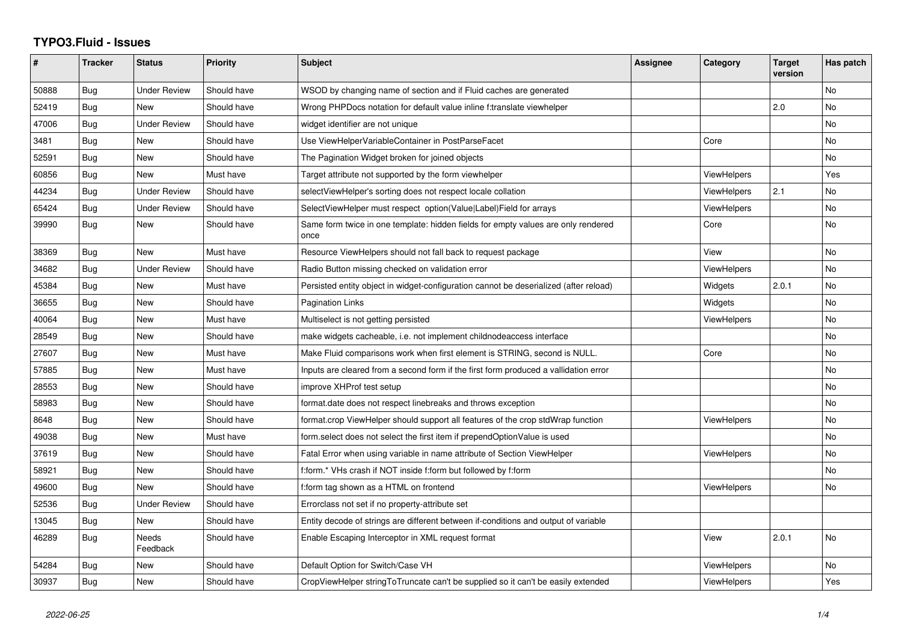# TYPO3.Fluid - Issues

| # | Tracker | Status | Priority | Subject | Assignee | Category | Target version | Has patch |
|---|---|---|---|---|---|---|---|---|
| 50888 | Bug | Under Review | Should have | WSOD by changing name of section and if Fluid caches are generated | | | | No |
| 52419 | Bug | New | Should have | Wrong PHPDocs notation for default value inline f:translate viewhelper | | | 2.0 | No |
| 47006 | Bug | Under Review | Should have | widget identifier are not unique | | | | No |
| 3481 | Bug | New | Should have | Use ViewHelperVariableContainer in PostParseFacet | | Core | | No |
| 52591 | Bug | New | Should have | The Pagination Widget broken for joined objects | | | | No |
| 60856 | Bug | New | Must have | Target attribute not supported by the form viewhelper | | ViewHelpers | | Yes |
| 44234 | Bug | Under Review | Should have | selectViewHelper's sorting does not respect locale collation | | ViewHelpers | 2.1 | No |
| 65424 | Bug | Under Review | Should have | SelectViewHelper must respect option(Value\|Label)Field for arrays | | ViewHelpers | | No |
| 39990 | Bug | New | Should have | Same form twice in one template: hidden fields for empty values are only rendered once | | Core | | No |
| 38369 | Bug | New | Must have | Resource ViewHelpers should not fall back to request package | | View | | No |
| 34682 | Bug | Under Review | Should have | Radio Button missing checked on validation error | | ViewHelpers | | No |
| 45384 | Bug | New | Must have | Persisted entity object in widget-configuration cannot be deserialized (after reload) | | Widgets | 2.0.1 | No |
| 36655 | Bug | New | Should have | Pagination Links | | Widgets | | No |
| 40064 | Bug | New | Must have | Multiselect is not getting persisted | | ViewHelpers | | No |
| 28549 | Bug | New | Should have | make widgets cacheable, i.e. not implement childnodeaccess interface | | | | No |
| 27607 | Bug | New | Must have | Make Fluid comparisons work when first element is STRING, second is NULL. | | Core | | No |
| 57885 | Bug | New | Must have | Inputs are cleared from a second form if the first form produced a vallidation error | | | | No |
| 28553 | Bug | New | Should have | improve XHProf test setup | | | | No |
| 58983 | Bug | New | Should have | format.date does not respect linebreaks and throws exception | | | | No |
| 8648 | Bug | New | Should have | format.crop ViewHelper should support all features of the crop stdWrap function | | ViewHelpers | | No |
| 49038 | Bug | New | Must have | form.select does not select the first item if prependOptionValue is used | | | | No |
| 37619 | Bug | New | Should have | Fatal Error when using variable in name attribute of Section ViewHelper | | ViewHelpers | | No |
| 58921 | Bug | New | Should have | f:form.* VHs crash if NOT inside f:form but followed by f:form | | | | No |
| 49600 | Bug | New | Should have | f:form tag shown as a HTML on frontend | | ViewHelpers | | No |
| 52536 | Bug | Under Review | Should have | Errorclass not set if no property-attribute set | | | | |
| 13045 | Bug | New | Should have | Entity decode of strings are different between if-conditions and output of variable | | | | |
| 46289 | Bug | Needs Feedback | Should have | Enable Escaping Interceptor in XML request format | | View | 2.0.1 | No |
| 54284 | Bug | New | Should have | Default Option for Switch/Case VH | | ViewHelpers | | No |
| 30937 | Bug | New | Should have | CropViewHelper stringToTruncate can't be supplied so it can't be easily extended | | ViewHelpers | | Yes |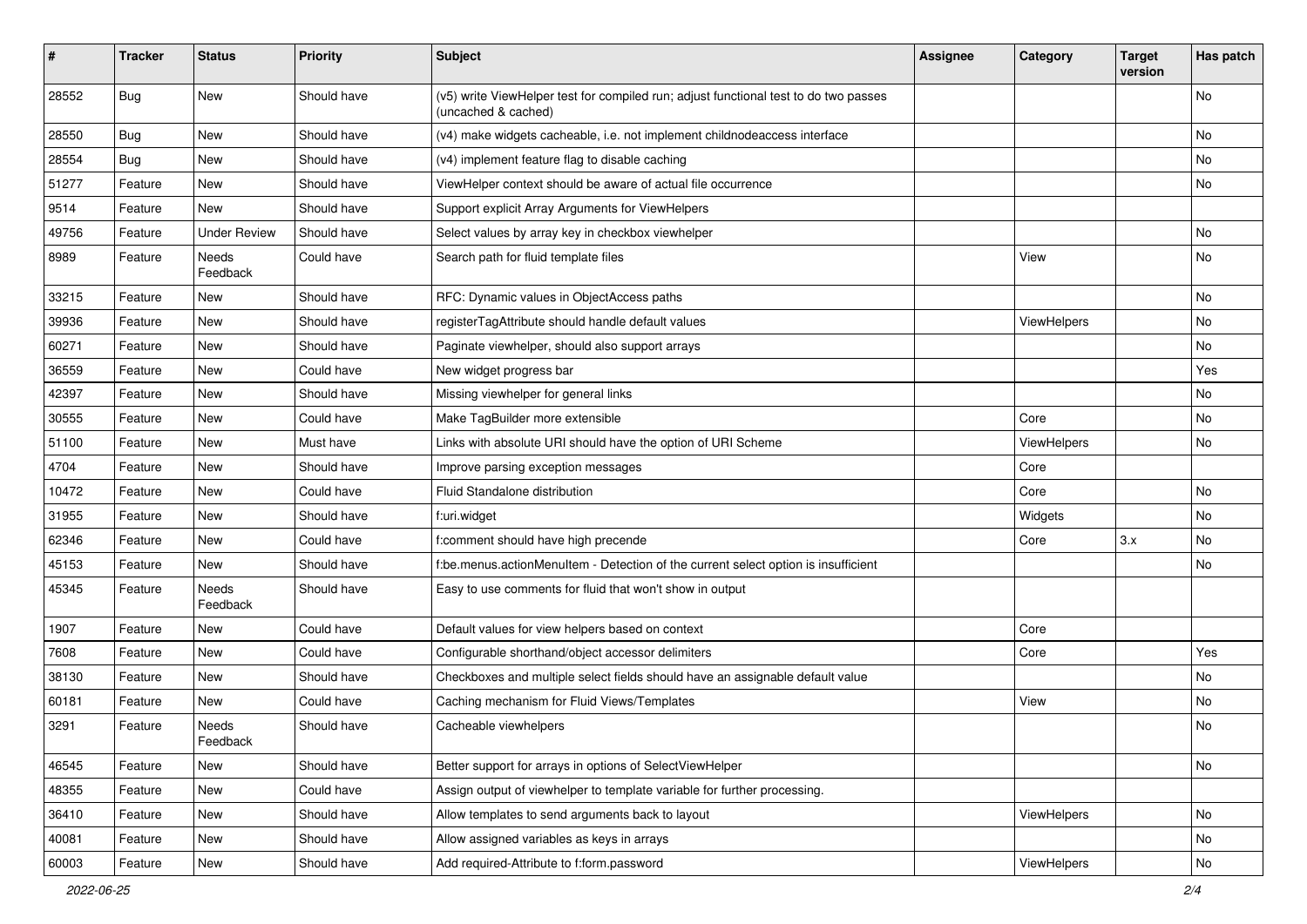| # | Tracker | Status | Priority | Subject | Assignee | Category | Target version | Has patch |
|---|---|---|---|---|---|---|---|---|
| 28552 | Bug | New | Should have | (v5) write ViewHelper test for compiled run; adjust functional test to do two passes (uncached & cached) | | | | No |
| 28550 | Bug | New | Should have | (v4) make widgets cacheable, i.e. not implement childnodeaccess interface | | | | No |
| 28554 | Bug | New | Should have | (v4) implement feature flag to disable caching | | | | No |
| 51277 | Feature | New | Should have | ViewHelper context should be aware of actual file occurrence | | | | No |
| 9514 | Feature | New | Should have | Support explicit Array Arguments for ViewHelpers | | | | |
| 49756 | Feature | Under Review | Should have | Select values by array key in checkbox viewhelper | | | | No |
| 8989 | Feature | Needs Feedback | Could have | Search path for fluid template files | | View | | No |
| 33215 | Feature | New | Should have | RFC: Dynamic values in ObjectAccess paths | | | | No |
| 39936 | Feature | New | Should have | registerTagAttribute should handle default values | | ViewHelpers | | No |
| 60271 | Feature | New | Should have | Paginate viewhelper, should also support arrays | | | | No |
| 36559 | Feature | New | Could have | New widget progress bar | | | | Yes |
| 42397 | Feature | New | Should have | Missing viewhelper for general links | | | | No |
| 30555 | Feature | New | Could have | Make TagBuilder more extensible | | Core | | No |
| 51100 | Feature | New | Must have | Links with absolute URI should have the option of URI Scheme | | ViewHelpers | | No |
| 4704 | Feature | New | Should have | Improve parsing exception messages | | Core | | |
| 10472 | Feature | New | Could have | Fluid Standalone distribution | | Core | | No |
| 31955 | Feature | New | Should have | f:uri.widget | | Widgets | | No |
| 62346 | Feature | New | Could have | f:comment should have high precende | | Core | 3.x | No |
| 45153 | Feature | New | Should have | f:be.menus.actionMenuItem - Detection of the current select option is insufficient | | | | No |
| 45345 | Feature | Needs Feedback | Should have | Easy to use comments for fluid that won't show in output | | | | |
| 1907 | Feature | New | Could have | Default values for view helpers based on context | | Core | | |
| 7608 | Feature | New | Could have | Configurable shorthand/object accessor delimiters | | Core | | Yes |
| 38130 | Feature | New | Should have | Checkboxes and multiple select fields should have an assignable default value | | | | No |
| 60181 | Feature | New | Could have | Caching mechanism for Fluid Views/Templates | | View | | No |
| 3291 | Feature | Needs Feedback | Should have | Cacheable viewhelpers | | | | No |
| 46545 | Feature | New | Should have | Better support for arrays in options of SelectViewHelper | | | | No |
| 48355 | Feature | New | Could have | Assign output of viewhelper to template variable for further processing. | | | | |
| 36410 | Feature | New | Should have | Allow templates to send arguments back to layout | | ViewHelpers | | No |
| 40081 | Feature | New | Should have | Allow assigned variables as keys in arrays | | | | No |
| 60003 | Feature | New | Should have | Add required-Attribute to f:form.password | | ViewHelpers | | No |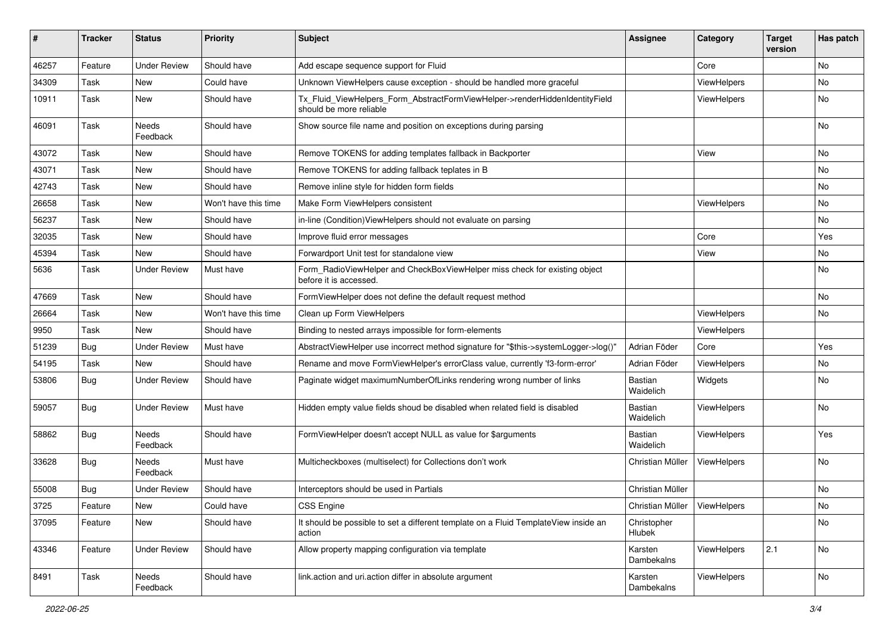| # | Tracker | Status | Priority | Subject | Assignee | Category | Target version | Has patch |
|---|---|---|---|---|---|---|---|---|
| 46257 | Feature | Under Review | Should have | Add escape sequence support for Fluid | | Core | | No |
| 34309 | Task | New | Could have | Unknown ViewHelpers cause exception - should be handled more graceful | | ViewHelpers | | No |
| 10911 | Task | New | Should have | Tx_Fluid_ViewHelpers_Form_AbstractFormViewHelper->renderHiddenIdentityField should be more reliable | | ViewHelpers | | No |
| 46091 | Task | Needs Feedback | Should have | Show source file name and position on exceptions during parsing | | | | No |
| 43072 | Task | New | Should have | Remove TOKENS for adding templates fallback in Backporter | | View | | No |
| 43071 | Task | New | Should have | Remove TOKENS for adding fallback teplates in B | | | | No |
| 42743 | Task | New | Should have | Remove inline style for hidden form fields | | | | No |
| 26658 | Task | New | Won't have this time | Make Form ViewHelpers consistent | | ViewHelpers | | No |
| 56237 | Task | New | Should have | in-line (Condition)ViewHelpers should not evaluate on parsing | | | | No |
| 32035 | Task | New | Should have | Improve fluid error messages | | Core | | Yes |
| 45394 | Task | New | Should have | Forwardport Unit test for standalone view | | View | | No |
| 5636 | Task | Under Review | Must have | Form_RadioViewHelper and CheckBoxViewHelper miss check for existing object before it is accessed. | | | | No |
| 47669 | Task | New | Should have | FormViewHelper does not define the default request method | | | | No |
| 26664 | Task | New | Won't have this time | Clean up Form ViewHelpers | | ViewHelpers | | No |
| 9950 | Task | New | Should have | Binding to nested arrays impossible for form-elements | | ViewHelpers | | |
| 51239 | Bug | Under Review | Must have | AbstractViewHelper use incorrect method signature for "$this->systemLogger->log()" | Adrian Föder | Core | | Yes |
| 54195 | Task | New | Should have | Rename and move FormViewHelper's errorClass value, currently 'f3-form-error' | Adrian Föder | ViewHelpers | | No |
| 53806 | Bug | Under Review | Should have | Paginate widget maximumNumberOfLinks rendering wrong number of links | Bastian Waidelich | Widgets | | No |
| 59057 | Bug | Under Review | Must have | Hidden empty value fields shoud be disabled when related field is disabled | Bastian Waidelich | ViewHelpers | | No |
| 58862 | Bug | Needs Feedback | Should have | FormViewHelper doesn't accept NULL as value for $arguments | Bastian Waidelich | ViewHelpers | | Yes |
| 33628 | Bug | Needs Feedback | Must have | Multicheckboxes (multiselect) for Collections don't work | Christian Müller | ViewHelpers | | No |
| 55008 | Bug | Under Review | Should have | Interceptors should be used in Partials | Christian Müller | | | No |
| 3725 | Feature | New | Could have | CSS Engine | Christian Müller | ViewHelpers | | No |
| 37095 | Feature | New | Should have | It should be possible to set a different template on a Fluid TemplateView inside an action | Christopher Hlubek | | | No |
| 43346 | Feature | Under Review | Should have | Allow property mapping configuration via template | Karsten Dambekalns | ViewHelpers | 2.1 | No |
| 8491 | Task | Needs Feedback | Should have | link.action and uri.action differ in absolute argument | Karsten Dambekalns | ViewHelpers | | No |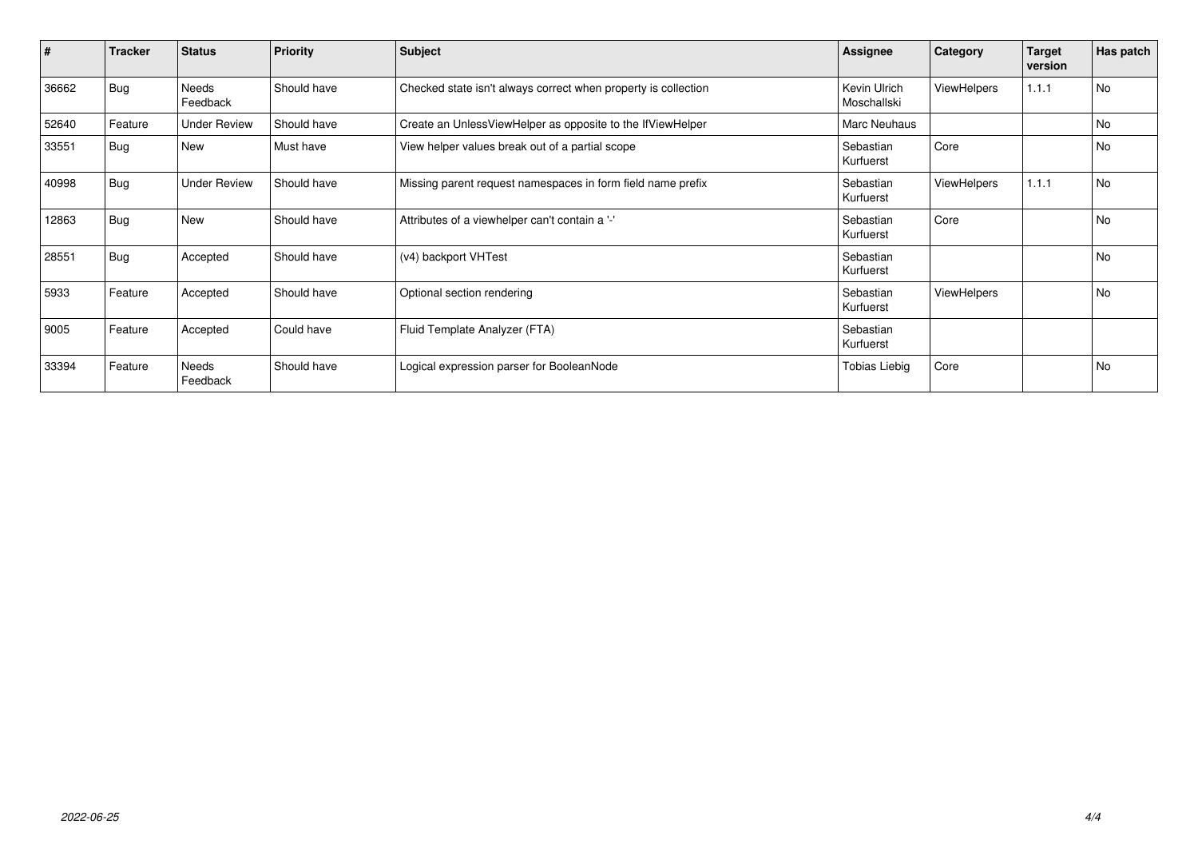| # | Tracker | Status | Priority | Subject | Assignee | Category | Target version | Has patch |
|---|---|---|---|---|---|---|---|---|
| 36662 | Bug | Needs Feedback | Should have | Checked state isn't always correct when property is collection | Kevin Ulrich Moschallski | ViewHelpers | 1.1.1 | No |
| 52640 | Feature | Under Review | Should have | Create an UnlessViewHelper as opposite to the IfViewHelper | Marc Neuhaus | | | No |
| 33551 | Bug | New | Must have | View helper values break out of a partial scope | Sebastian Kurfuerst | Core | | No |
| 40998 | Bug | Under Review | Should have | Missing parent request namespaces in form field name prefix | Sebastian Kurfuerst | ViewHelpers | 1.1.1 | No |
| 12863 | Bug | New | Should have | Attributes of a viewhelper can't contain a '-' | Sebastian Kurfuerst | Core | | No |
| 28551 | Bug | Accepted | Should have | (v4) backport VHTest | Sebastian Kurfuerst | | | No |
| 5933 | Feature | Accepted | Should have | Optional section rendering | Sebastian Kurfuerst | ViewHelpers | | No |
| 9005 | Feature | Accepted | Could have | Fluid Template Analyzer (FTA) | Sebastian Kurfuerst | | | |
| 33394 | Feature | Needs Feedback | Should have | Logical expression parser for BooleanNode | Tobias Liebig | Core | | No |

*2022-06-25*